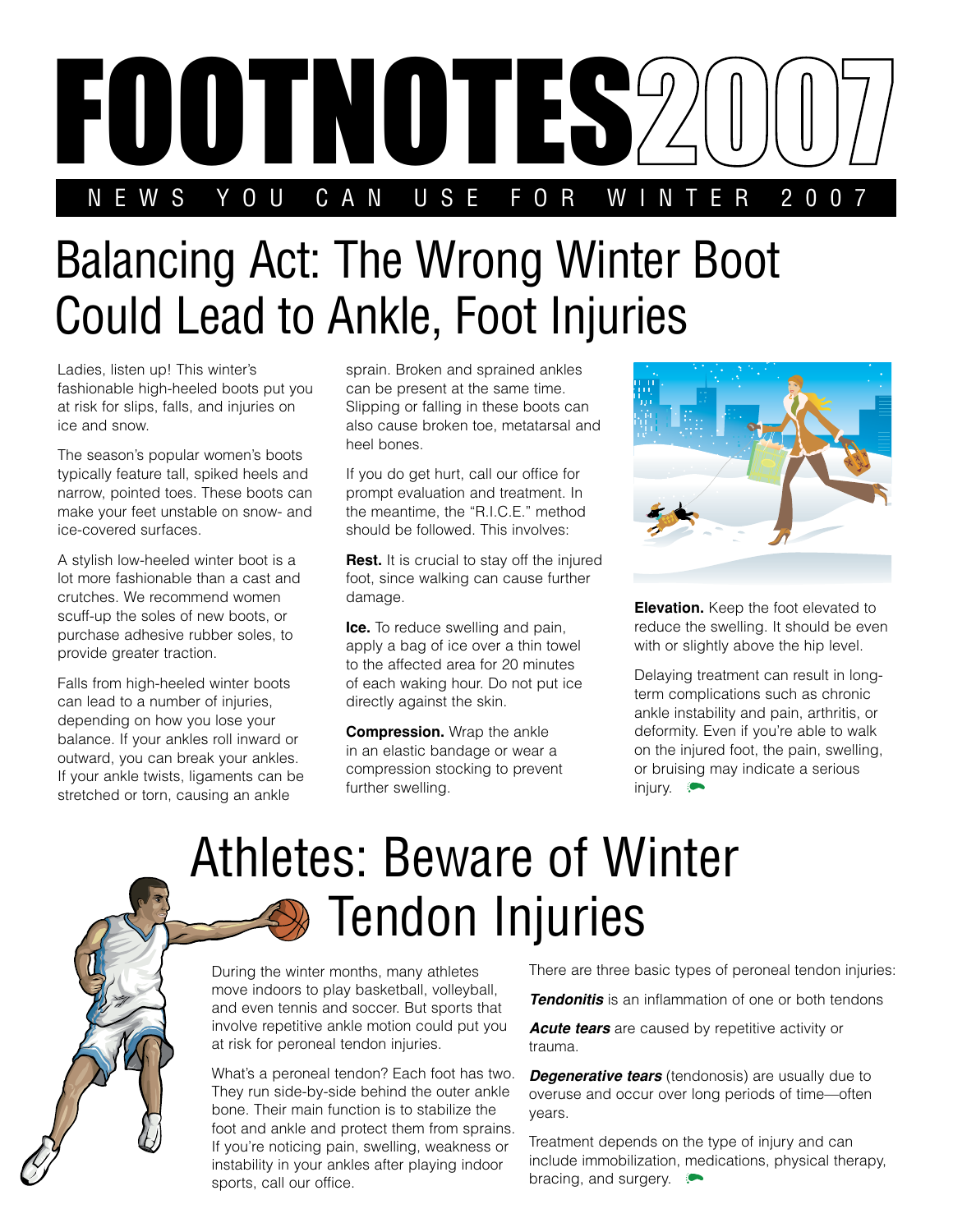# FOOTNOTES2007

NEWS YOU CAN USE FOR WINTER 2007

## Balancing Act: The Wrong Winter Boot Could Lead to Ankle, Foot Injuries

Ladies, listen up! This winter's fashionable high-heeled boots put you at risk for slips, falls, and injuries on ice and snow.

The season's popular women's boots typically feature tall, spiked heels and narrow, pointed toes. These boots can make your feet unstable on snow- and ice-covered surfaces.

A stylish low-heeled winter boot is a lot more fashionable than a cast and crutches. We recommend women scuff-up the soles of new boots, or purchase adhesive rubber soles, to provide greater traction.

Falls from high-heeled winter boots can lead to a number of injuries, depending on how you lose your balance. If your ankles roll inward or outward, you can break your ankles. If your ankle twists, ligaments can be stretched or torn, causing an ankle sprain. Broken and sprained ankles can be present at the same time. Slipping or falling in these boots can also cause broken toe, metatarsal and heel bones.

If you do get hurt, call our office for prompt evaluation and treatment. In the meantime, the "R.I.C.E." method should be followed. This involves:

**Rest.** It is crucial to stay off the injured foot, since walking can cause further damage.

**Ice.** To reduce swelling and pain, apply a bag of ice over a thin towel to the affected area for 20 minutes of each waking hour. Do not put ice directly against the skin.

**Compression.** Wrap the ankle in an elastic bandage or wear a compression stocking to prevent further swelling.

**Elevation.** Keep the foot elevated to reduce the swelling. It should be even with or slightly above the hip level.

Delaying treatment can result in long-term complications such as chronic ankle instability and pain, arthritis, or deformity. Even if you're able to walk on the injured foot, the pain, swelling, or bruising may indicate a serious injury.

## Athletes: Beware of Winter Tendon Injuries

During the winter months, many athletes move indoors to play basketball, volleyball, and even tennis and soccer. But sports that involve repetitive ankle motion could put you at risk for peroneal tendon injuries.

What's a peroneal tendon? Each foot has two. They run side-by-side behind the outer ankle bone. Their main function is to stabilize the foot and ankle and protect them from sprains. If you're noticing pain, swelling, weakness or instability in your ankles after playing indoor sports, call our office.

There are three basic types of peroneal tendon injuries:

***Tendonitis*** is an inflammation of one or both tendons

***Acute tears*** are caused by repetitive activity or trauma.

***Degenerative tears*** (tendonosis) are usually due to overuse and occur over long periods of time—often years.

Treatment depends on the type of injury and can include immobilization, medications, physical therapy, bracing, and surgery.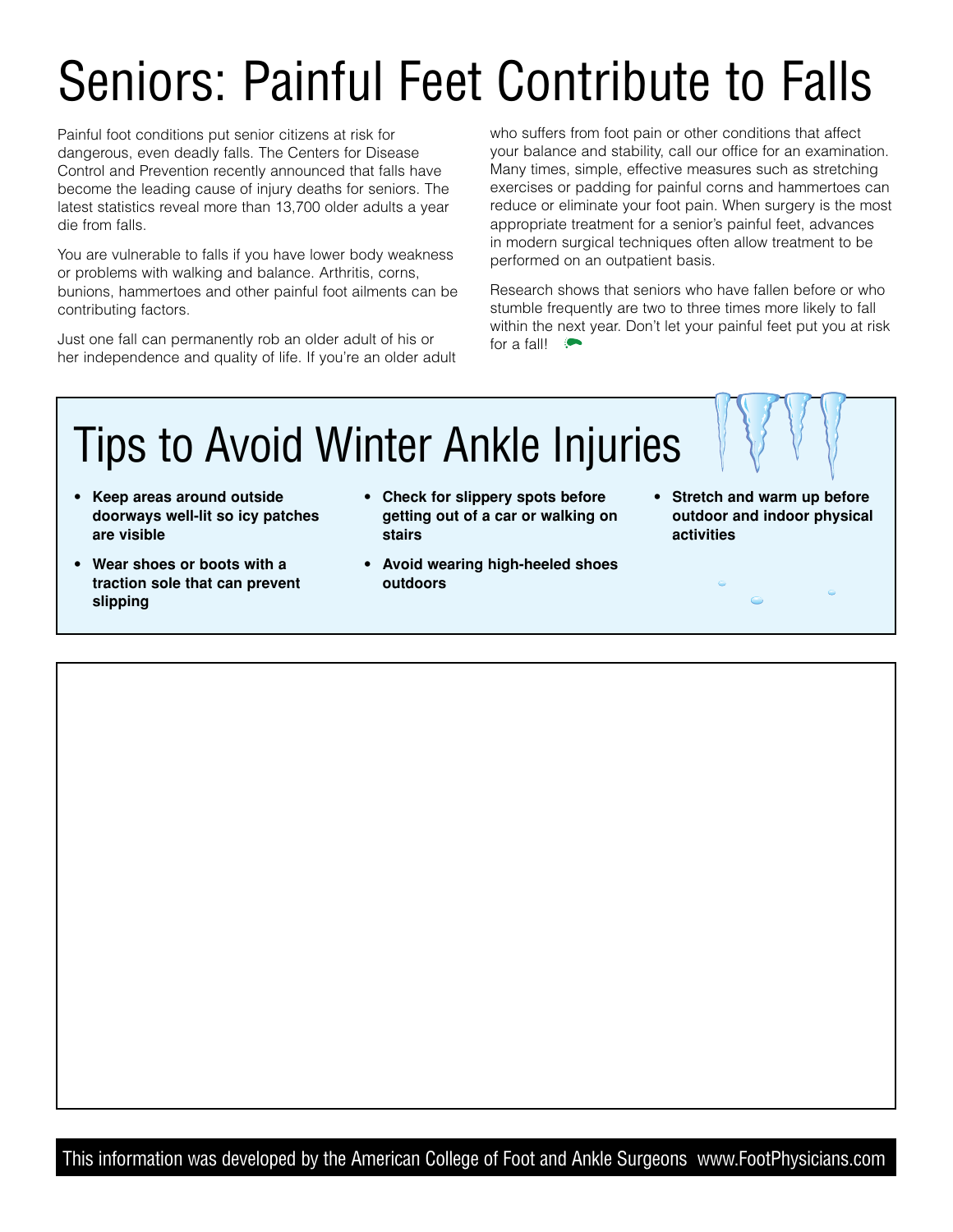# Seniors: Painful Feet Contribute to Falls

Painful foot conditions put senior citizens at risk for dangerous, even deadly falls. The Centers for Disease Control and Prevention recently announced that falls have become the leading cause of injury deaths for seniors. The latest statistics reveal more than 13,700 older adults a year die from falls.

You are vulnerable to falls if you have lower body weakness or problems with walking and balance. Arthritis, corns, bunions, hammertoes and other painful foot ailments can be contributing factors.

Just one fall can permanently rob an older adult of his or her independence and quality of life. If you're an older adult who suffers from foot pain or other conditions that affect your balance and stability, call our office for an examination. Many times, simple, effective measures such as stretching exercises or padding for painful corns and hammertoes can reduce or eliminate your foot pain. When surgery is the most appropriate treatment for a senior's painful feet, advances in modern surgical techniques often allow treatment to be performed on an outpatient basis.

Research shows that seniors who have fallen before or who stumble frequently are two to three times more likely to fall within the next year. Don't let your painful feet put you at risk for a fall!

## Tips to Avoid Winter Ankle Injuries

- **Keep areas around outside doorways well-lit so icy patches are visible**
- **Wear shoes or boots with a traction sole that can prevent slipping**
- **Check for slippery spots before getting out of a car or walking on stairs**
- **Avoid wearing high-heeled shoes outdoors**
- **Stretch and warm up before outdoor and indoor physical activities**

This information was developed by the American College of Foot and Ankle Surgeons www.FootPhysicians.com